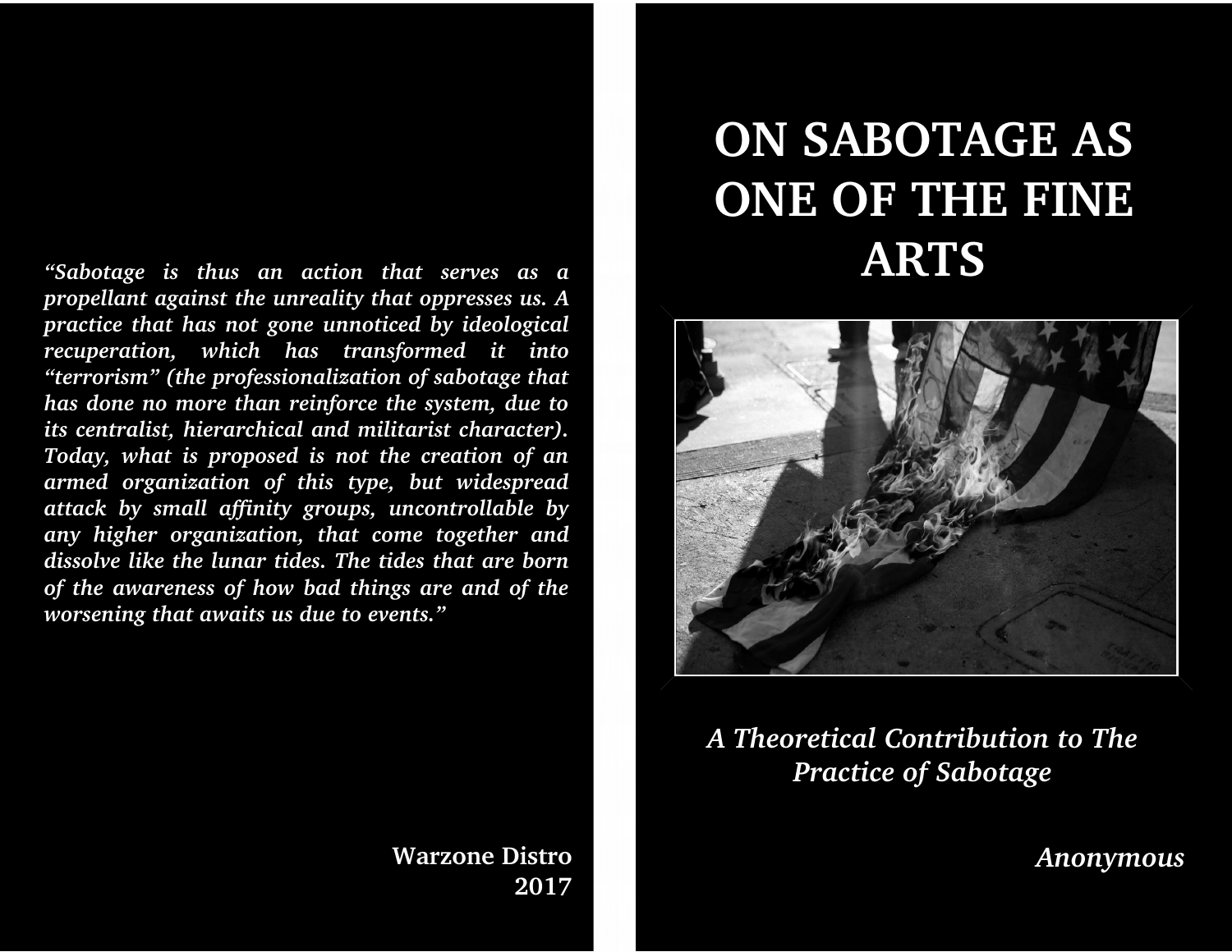# ON SABOTAGE AS ONE OF THE FINE ARTS

*A Theoretical Contribution to The Practice of Sabotage*

*Anonymous*

*"Sabotage is thus an action that serves as a propellant against the unreality that oppresses us. A practice that has not gone unnoticed by ideological recuperation, which has transformed it into "terrorism" (the professionalization of sabotage that has done no more than reinforce the system, due to its centralist, hierarchical and militarist character). Today, what is proposed is not the creation of an armed organization of this type, but widespread attack by small affinity groups, uncontrollable by any higher organization, that come together and dissolve like the lunar tides. The tides that are born of the awareness of how bad things are and of the worsening that awaits us due to events."*

**Warzone Distro**
**2017**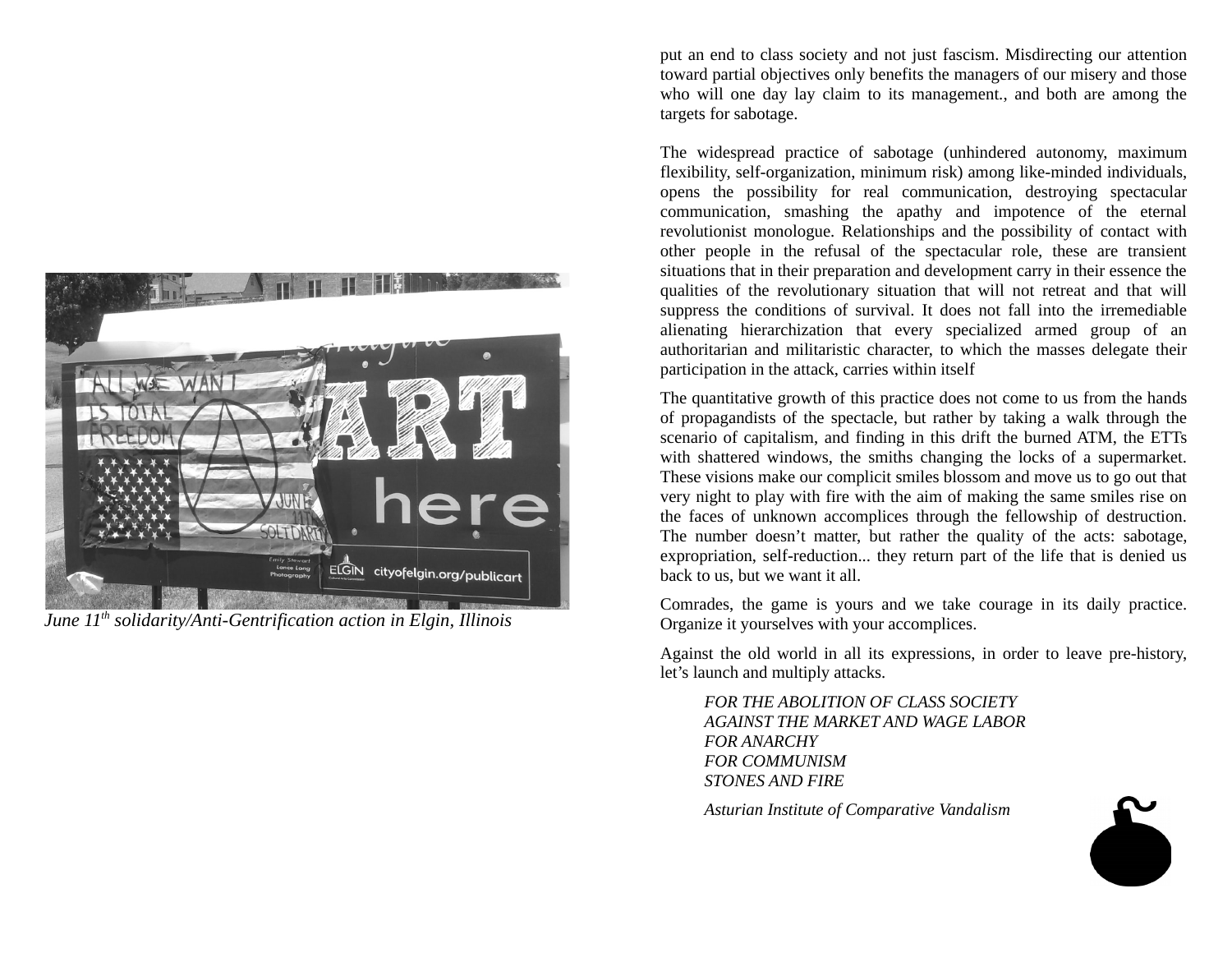June 11th solidarity/Anti-Gentrification action in Elgin, Illinois

put an end to class society and not just fascism. Misdirecting our attention toward partial objectives only benefits the managers of our misery and those who will one day lay claim to its management., and both are among the targets for sabotage.

The widespread practice of sabotage (unhindered autonomy, maximum flexibility, self-organization, minimum risk) among like-minded individuals, opens the possibility for real communication, destroying spectacular communication, smashing the apathy and impotence of the eternal revolutionist monologue. Relationships and the possibility of contact with other people in the refusal of the spectacular role, these are transient situations that in their preparation and development carry in their essence the qualities of the revolutionary situation that will not retreat and that will suppress the conditions of survival. It does not fall into the irremediable alienating hierarchization that every specialized armed group of an authoritarian and militaristic character, to which the masses delegate their participation in the attack, carries within itself

The quantitative growth of this practice does not come to us from the hands of propagandists of the spectacle, but rather by taking a walk through the scenario of capitalism, and finding in this drift the burned ATM, the ETTs with shattered windows, the smiths changing the locks of a supermarket. These visions make our complicit smiles blossom and move us to go out that very night to play with fire with the aim of making the same smiles rise on the faces of unknown accomplices through the fellowship of destruction. The number doesn't matter, but rather the quality of the acts: sabotage, expropriation, self-reduction... they return part of the life that is denied us back to us, but we want it all.

Comrades, the game is yours and we take courage in its daily practice. Organize it yourselves with your accomplices.

Against the old world in all its expressions, in order to leave pre-history, let's launch and multiply attacks.

*FOR THE ABOLITION OF CLASS SOCIETY*
*AGAINST THE MARKET AND WAGE LABOR*
*FOR ANARCHY*
*FOR COMMUNISM*
*STONES AND FIRE*

*Asturian Institute of Comparative Vandalism*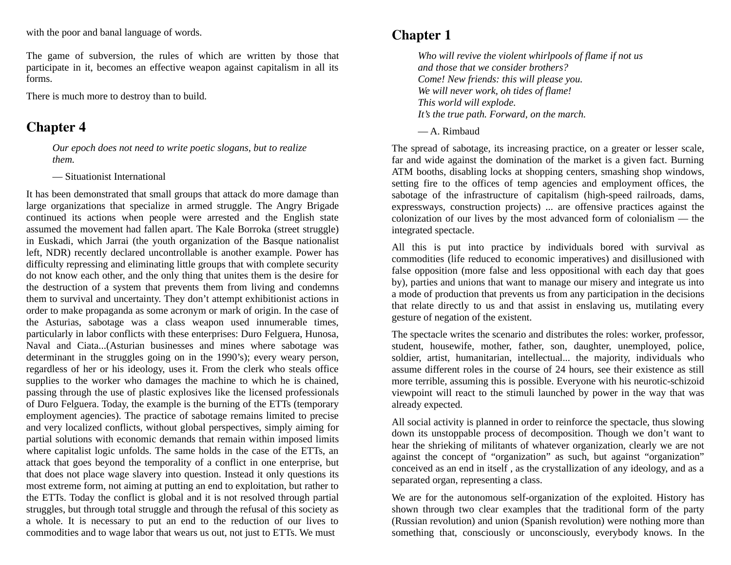with the poor and banal language of words.

The game of subversion, the rules of which are written by those that participate in it, becomes an effective weapon against capitalism in all its forms.

There is much more to destroy than to build.

# Chapter 4

> *Our epoch does not need to write poetic slogans, but to realize them.*
>
> — Situationist International

It has been demonstrated that small groups that attack do more damage than large organizations that specialize in armed struggle. The Angry Brigade continued its actions when people were arrested and the English state assumed the movement had fallen apart. The Kale Borroka (street struggle) in Euskadi, which Jarrai (the youth organization of the Basque nationalist left, NDR) recently declared uncontrollable is another example. Power has difficulty repressing and eliminating little groups that with complete security do not know each other, and the only thing that unites them is the desire for the destruction of a system that prevents them from living and condemns them to survival and uncertainty. They don't attempt exhibitionist actions in order to make propaganda as some acronym or mark of origin. In the case of the Asturias, sabotage was a class weapon used innumerable times, particularly in labor conflicts with these enterprises: Duro Felguera, Hunosa, Naval and Ciata...(Asturian businesses and mines where sabotage was determinant in the struggles going on in the 1990's); every weary person, regardless of her or his ideology, uses it. From the clerk who steals office supplies to the worker who damages the machine to which he is chained, passing through the use of plastic explosives like the licensed professionals of Duro Felguera. Today, the example is the burning of the ETTs (temporary employment agencies). The practice of sabotage remains limited to precise and very localized conflicts, without global perspectives, simply aiming for partial solutions with economic demands that remain within imposed limits where capitalist logic unfolds. The same holds in the case of the ETTs, an attack that goes beyond the temporality of a conflict in one enterprise, but that does not place wage slavery into question. Instead it only questions its most extreme form, not aiming at putting an end to exploitation, but rather to the ETTs. Today the conflict is global and it is not resolved through partial struggles, but through total struggle and through the refusal of this society as a whole. It is necessary to put an end to the reduction of our lives to commodities and to wage labor that wears us out, not just to ETTs. We must

# Chapter 1

> *Who will revive the violent whirlpools of flame if not us*
> *and those that we consider brothers?*
> *Come! New friends: this will please you.*
> *We will never work, oh tides of flame!*
> *This world will explode.*
> *It's the true path. Forward, on the march.*
>
> — A. Rimbaud

The spread of sabotage, its increasing practice, on a greater or lesser scale, far and wide against the domination of the market is a given fact. Burning ATM booths, disabling locks at shopping centers, smashing shop windows, setting fire to the offices of temp agencies and employment offices, the sabotage of the infrastructure of capitalism (high-speed railroads, dams, expressways, construction projects) ... are offensive practices against the colonization of our lives by the most advanced form of colonialism — the integrated spectacle.

All this is put into practice by individuals bored with survival as commodities (life reduced to economic imperatives) and disillusioned with false opposition (more false and less oppositional with each day that goes by), parties and unions that want to manage our misery and integrate us into a mode of production that prevents us from any participation in the decisions that relate directly to us and that assist in enslaving us, mutilating every gesture of negation of the existent.

The spectacle writes the scenario and distributes the roles: worker, professor, student, housewife, mother, father, son, daughter, unemployed, police, soldier, artist, humanitarian, intellectual... the majority, individuals who assume different roles in the course of 24 hours, see their existence as still more terrible, assuming this is possible. Everyone with his neurotic-schizoid viewpoint will react to the stimuli launched by power in the way that was already expected.

All social activity is planned in order to reinforce the spectacle, thus slowing down its unstoppable process of decomposition. Though we don't want to hear the shrieking of militants of whatever organization, clearly we are not against the concept of "organization" as such, but against "organization" conceived as an end in itself , as the crystallization of any ideology, and as a separated organ, representing a class.

We are for the autonomous self-organization of the exploited. History has shown through two clear examples that the traditional form of the party (Russian revolution) and union (Spanish revolution) were nothing more than something that, consciously or unconsciously, everybody knows. In the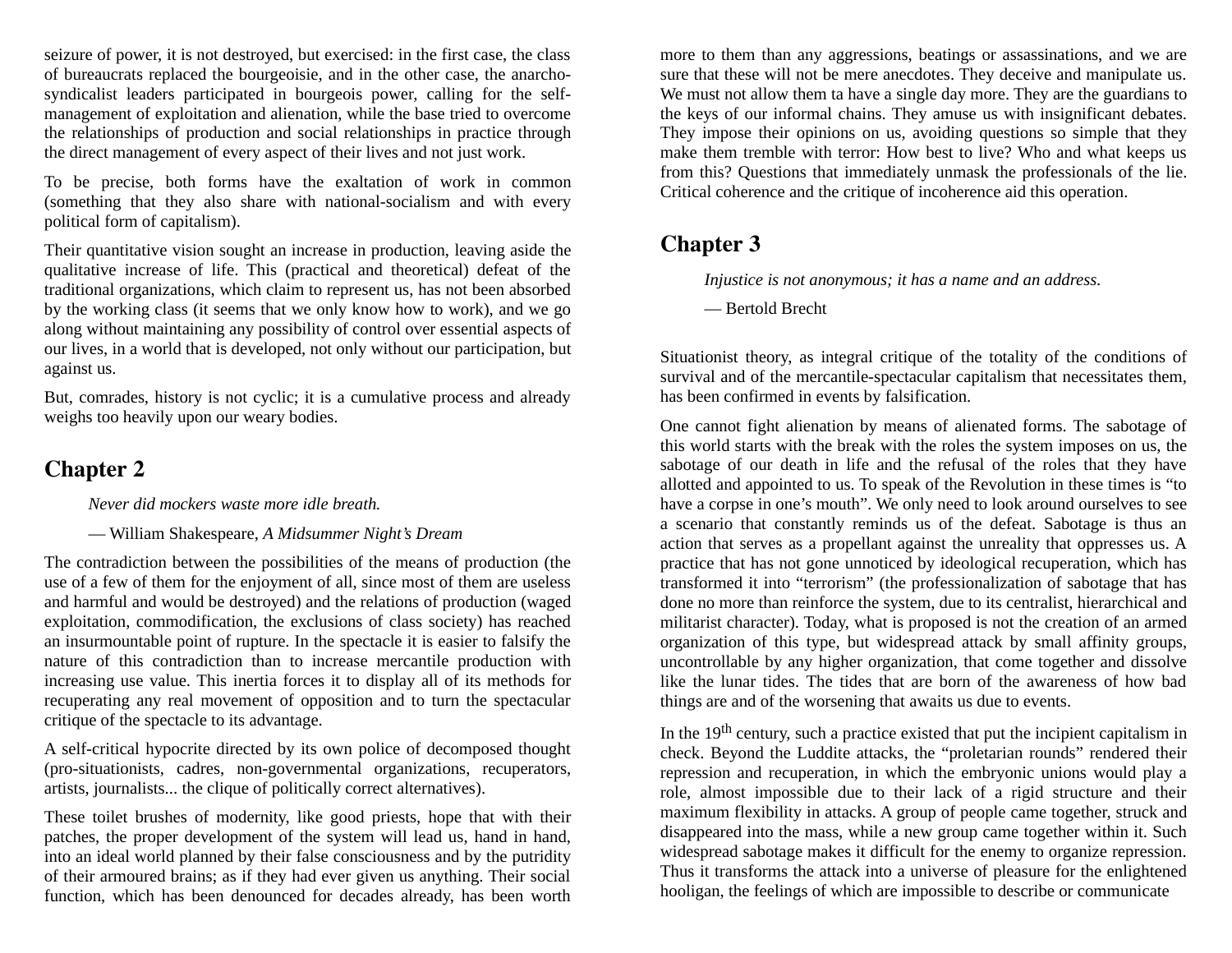seizure of power, it is not destroyed, but exercised: in the first case, the class of bureaucrats replaced the bourgeoisie, and in the other case, the anarcho-syndicalist leaders participated in bourgeois power, calling for the self-management of exploitation and alienation, while the base tried to overcome the relationships of production and social relationships in practice through the direct management of every aspect of their lives and not just work.

To be precise, both forms have the exaltation of work in common (something that they also share with national-socialism and with every political form of capitalism).

Their quantitative vision sought an increase in production, leaving aside the qualitative increase of life. This (practical and theoretical) defeat of the traditional organizations, which claim to represent us, has not been absorbed by the working class (it seems that we only know how to work), and we go along without maintaining any possibility of control over essential aspects of our lives, in a world that is developed, not only without our participation, but against us.

But, comrades, history is not cyclic; it is a cumulative process and already weighs too heavily upon our weary bodies.

## Chapter 2

> *Never did mockers waste more idle breath.*
>
> — William Shakespeare, *A Midsummer Night's Dream*

The contradiction between the possibilities of the means of production (the use of a few of them for the enjoyment of all, since most of them are useless and harmful and would be destroyed) and the relations of production (waged exploitation, commodification, the exclusions of class society) has reached an insurmountable point of rupture. In the spectacle it is easier to falsify the nature of this contradiction than to increase mercantile production with increasing use value. This inertia forces it to display all of its methods for recuperating any real movement of opposition and to turn the spectacular critique of the spectacle to its advantage.

A self-critical hypocrite directed by its own police of decomposed thought (pro-situationists, cadres, non-governmental organizations, recuperators, artists, journalists... the clique of politically correct alternatives).

These toilet brushes of modernity, like good priests, hope that with their patches, the proper development of the system will lead us, hand in hand, into an ideal world planned by their false consciousness and by the putridity of their armoured brains; as if they had ever given us anything. Their social function, which has been denounced for decades already, has been worth more to them than any aggressions, beatings or assassinations, and we are sure that these will not be mere anecdotes. They deceive and manipulate us. We must not allow them ta have a single day more. They are the guardians to the keys of our informal chains. They amuse us with insignificant debates. They impose their opinions on us, avoiding questions so simple that they make them tremble with terror: How best to live? Who and what keeps us from this? Questions that immediately unmask the professionals of the lie. Critical coherence and the critique of incoherence aid this operation.

## Chapter 3

> *Injustice is not anonymous; it has a name and an address.*
>
> — Bertold Brecht

Situationist theory, as integral critique of the totality of the conditions of survival and of the mercantile-spectacular capitalism that necessitates them, has been confirmed in events by falsification.

One cannot fight alienation by means of alienated forms. The sabotage of this world starts with the break with the roles the system imposes on us, the sabotage of our death in life and the refusal of the roles that they have allotted and appointed to us. To speak of the Revolution in these times is "to have a corpse in one's mouth". We only need to look around ourselves to see a scenario that constantly reminds us of the defeat. Sabotage is thus an action that serves as a propellant against the unreality that oppresses us. A practice that has not gone unnoticed by ideological recuperation, which has transformed it into "terrorism" (the professionalization of sabotage that has done no more than reinforce the system, due to its centralist, hierarchical and militarist character). Today, what is proposed is not the creation of an armed organization of this type, but widespread attack by small affinity groups, uncontrollable by any higher organization, that come together and dissolve like the lunar tides. The tides that are born of the awareness of how bad things are and of the worsening that awaits us due to events.

In the 19th century, such a practice existed that put the incipient capitalism in check. Beyond the Luddite attacks, the "proletarian rounds" rendered their repression and recuperation, in which the embryonic unions would play a role, almost impossible due to their lack of a rigid structure and their maximum flexibility in attacks. A group of people came together, struck and disappeared into the mass, while a new group came together within it. Such widespread sabotage makes it difficult for the enemy to organize repression. Thus it transforms the attack into a universe of pleasure for the enlightened hooligan, the feelings of which are impossible to describe or communicate